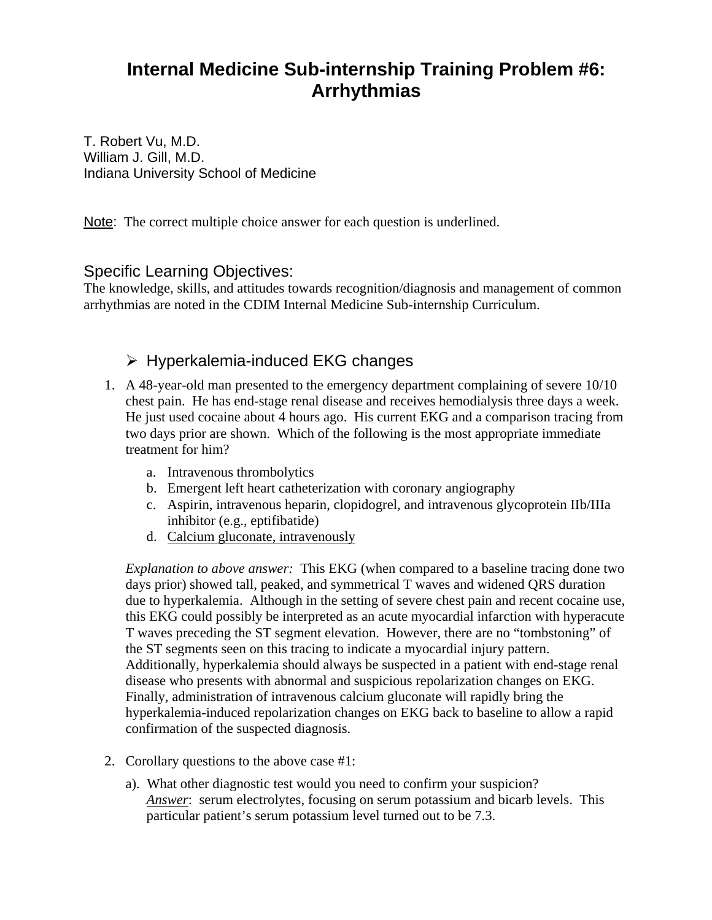# Internal Medicine Sub-internship Training Problem #6: Arrhythmias

T. Robert Vu, M.D.
William J. Gill, M.D.
Indiana University School of Medicine

<u>Note</u>: The correct multiple choice answer for each question is underlined.

## Specific Learning Objectives:

The knowledge, skills, and attitudes towards recognition/diagnosis and management of common arrhythmias are noted in the CDIM Internal Medicine Sub-internship Curriculum.

### ➢ Hyperkalemia-induced EKG changes

1. A 48-year-old man presented to the emergency department complaining of severe 10/10 chest pain. He has end-stage renal disease and receives hemodialysis three days a week. He just used cocaine about 4 hours ago. His current EKG and a comparison tracing from two days prior are shown. Which of the following is the most appropriate immediate treatment for him?

   a. Intravenous thrombolytics
   b. Emergent left heart catheterization with coronary angiography
   c. Aspirin, intravenous heparin, clopidogrel, and intravenous glycoprotein IIb/IIIa inhibitor (e.g., eptifibatide)
   d. <u>Calcium gluconate, intravenously</u>

   *Explanation to above answer:* This EKG (when compared to a baseline tracing done two days prior) showed tall, peaked, and symmetrical T waves and widened QRS duration due to hyperkalemia. Although in the setting of severe chest pain and recent cocaine use, this EKG could possibly be interpreted as an acute myocardial infarction with hyperacute T waves preceding the ST segment elevation. However, there are no "tombstoning" of the ST segments seen on this tracing to indicate a myocardial injury pattern. Additionally, hyperkalemia should always be suspected in a patient with end-stage renal disease who presents with abnormal and suspicious repolarization changes on EKG. Finally, administration of intravenous calcium gluconate will rapidly bring the hyperkalemia-induced repolarization changes on EKG back to baseline to allow a rapid confirmation of the suspected diagnosis.

2. Corollary questions to the above case #1:

   a). What other diagnostic test would you need to confirm your suspicion?
   *<u>Answer</u>*: serum electrolytes, focusing on serum potassium and bicarb levels. This particular patient's serum potassium level turned out to be 7.3.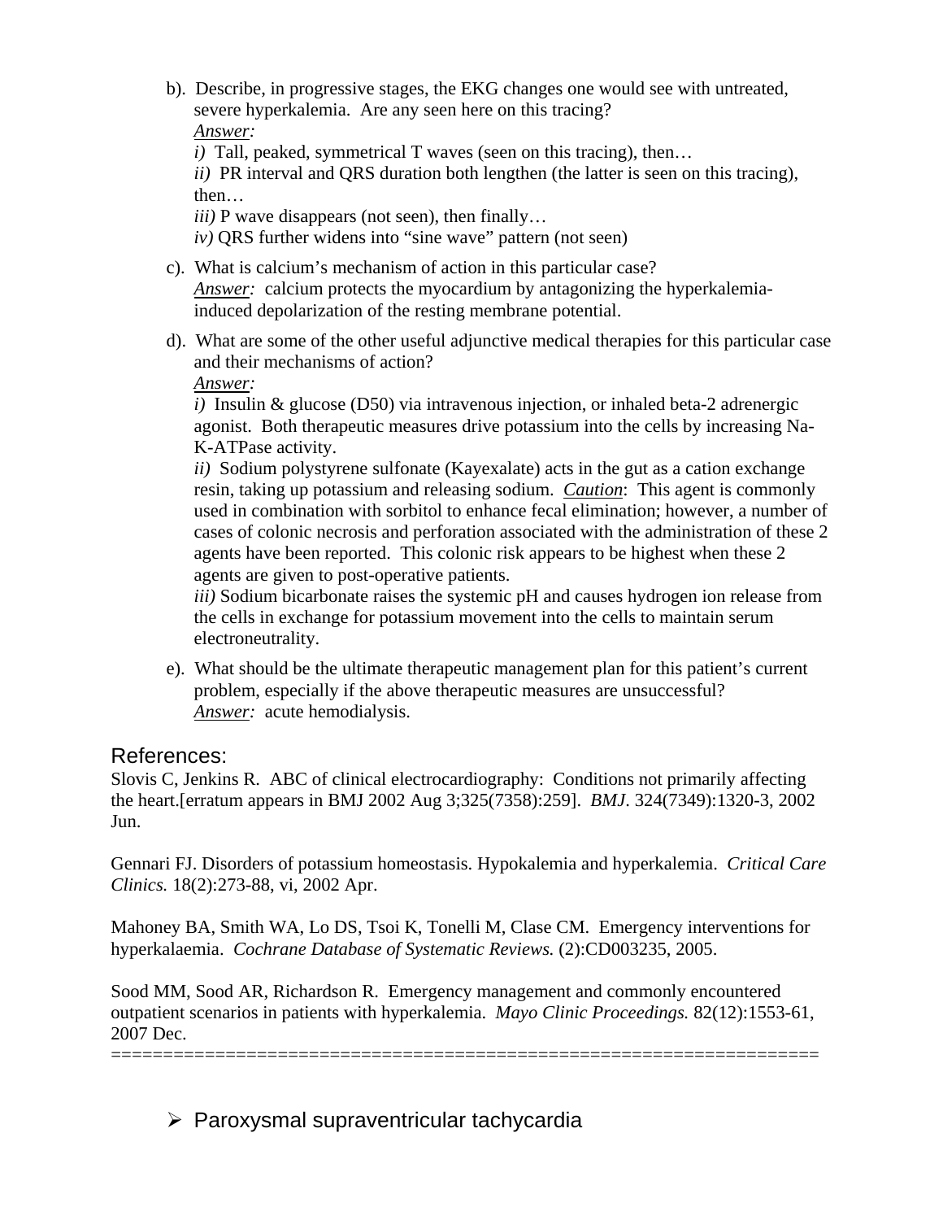b). Describe, in progressive stages, the EKG changes one would see with untreated, severe hyperkalemia. Are any seen here on this tracing?
*Answer:*
*i)* Tall, peaked, symmetrical T waves (seen on this tracing), then…
*ii)* PR interval and QRS duration both lengthen (the latter is seen on this tracing), then…
*iii)* P wave disappears (not seen), then finally…
*iv)* QRS further widens into "sine wave" pattern (not seen)

c). What is calcium's mechanism of action in this particular case?
*Answer:* calcium protects the myocardium by antagonizing the hyperkalemia-induced depolarization of the resting membrane potential.

d). What are some of the other useful adjunctive medical therapies for this particular case and their mechanisms of action?
*Answer:*
*i)* Insulin & glucose (D50) via intravenous injection, or inhaled beta-2 adrenergic agonist. Both therapeutic measures drive potassium into the cells by increasing Na-K-ATPase activity.
*ii)* Sodium polystyrene sulfonate (Kayexalate) acts in the gut as a cation exchange resin, taking up potassium and releasing sodium. *Caution*: This agent is commonly used in combination with sorbitol to enhance fecal elimination; however, a number of cases of colonic necrosis and perforation associated with the administration of these 2 agents have been reported. This colonic risk appears to be highest when these 2 agents are given to post-operative patients.
*iii)* Sodium bicarbonate raises the systemic pH and causes hydrogen ion release from the cells in exchange for potassium movement into the cells to maintain serum electroneutrality.

e). What should be the ultimate therapeutic management plan for this patient's current problem, especially if the above therapeutic measures are unsuccessful?
*Answer:* acute hemodialysis.

## References:

Slovis C, Jenkins R. ABC of clinical electrocardiography: Conditions not primarily affecting the heart.[erratum appears in BMJ 2002 Aug 3;325(7358):259]. *BMJ*. 324(7349):1320-3, 2002 Jun.

Gennari FJ. Disorders of potassium homeostasis. Hypokalemia and hyperkalemia. *Critical Care Clinics.* 18(2):273-88, vi, 2002 Apr.

Mahoney BA, Smith WA, Lo DS, Tsoi K, Tonelli M, Clase CM. Emergency interventions for hyperkalaemia. *Cochrane Database of Systematic Reviews.* (2):CD003235, 2005.

Sood MM, Sood AR, Richardson R. Emergency management and commonly encountered outpatient scenarios in patients with hyperkalemia. *Mayo Clinic Proceedings.* 82(12):1553-61, 2007 Dec.

===================================================================

- Paroxysmal supraventricular tachycardia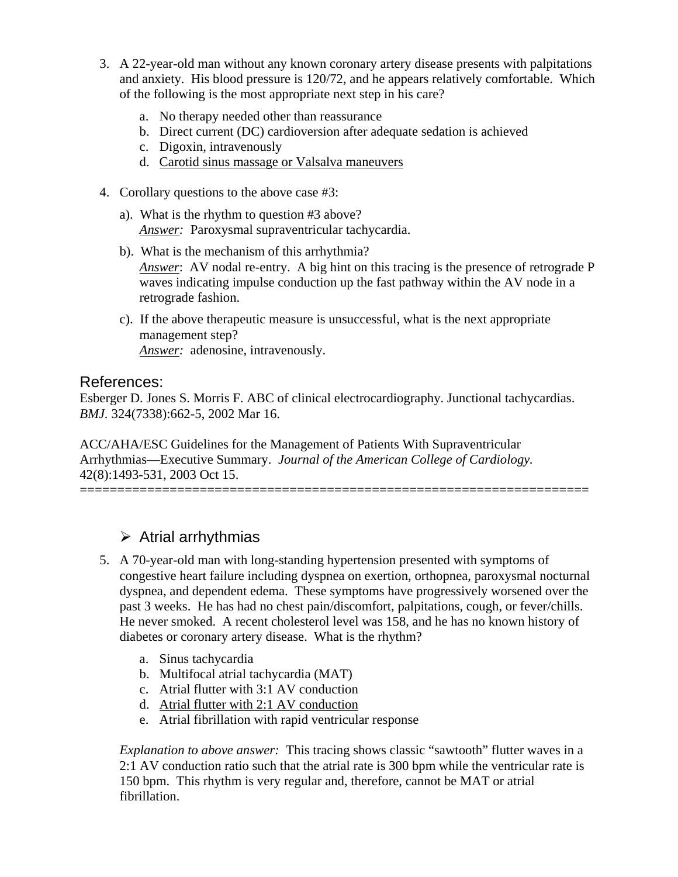3. A 22-year-old man without any known coronary artery disease presents with palpitations and anxiety. His blood pressure is 120/72, and he appears relatively comfortable. Which of the following is the most appropriate next step in his care?

   a. No therapy needed other than reassurance
   b. Direct current (DC) cardioversion after adequate sedation is achieved
   c. Digoxin, intravenously
   d. <u>Carotid sinus massage or Valsalva maneuvers</u>

4. Corollary questions to the above case #3:

   a). What is the rhythm to question #3 above?
   *<u>Answer</u>:* Paroxysmal supraventricular tachycardia.

   b). What is the mechanism of this arrhythmia?
   *<u>Answer</u>*: AV nodal re-entry. A big hint on this tracing is the presence of retrograde P waves indicating impulse conduction up the fast pathway within the AV node in a retrograde fashion.

   c). If the above therapeutic measure is unsuccessful, what is the next appropriate management step?
   *<u>Answer</u>:* adenosine, intravenously.

## References:

Esberger D. Jones S. Morris F. ABC of clinical electrocardiography. Junctional tachycardias. *BMJ*. 324(7338):662-5, 2002 Mar 16.

ACC/AHA/ESC Guidelines for the Management of Patients With Supraventricular Arrhythmias—Executive Summary. *Journal of the American College of Cardiology.* 42(8):1493-531, 2003 Oct 15.

==================================================================

## ➢ Atrial arrhythmias

5. A 70-year-old man with long-standing hypertension presented with symptoms of congestive heart failure including dyspnea on exertion, orthopnea, paroxysmal nocturnal dyspnea, and dependent edema. These symptoms have progressively worsened over the past 3 weeks. He has had no chest pain/discomfort, palpitations, cough, or fever/chills. He never smoked. A recent cholesterol level was 158, and he has no known history of diabetes or coronary artery disease. What is the rhythm?

   a. Sinus tachycardia
   b. Multifocal atrial tachycardia (MAT)
   c. Atrial flutter with 3:1 AV conduction
   d. <u>Atrial flutter with 2:1 AV conduction</u>
   e. Atrial fibrillation with rapid ventricular response

   *Explanation to above answer:* This tracing shows classic "sawtooth" flutter waves in a 2:1 AV conduction ratio such that the atrial rate is 300 bpm while the ventricular rate is 150 bpm. This rhythm is very regular and, therefore, cannot be MAT or atrial fibrillation.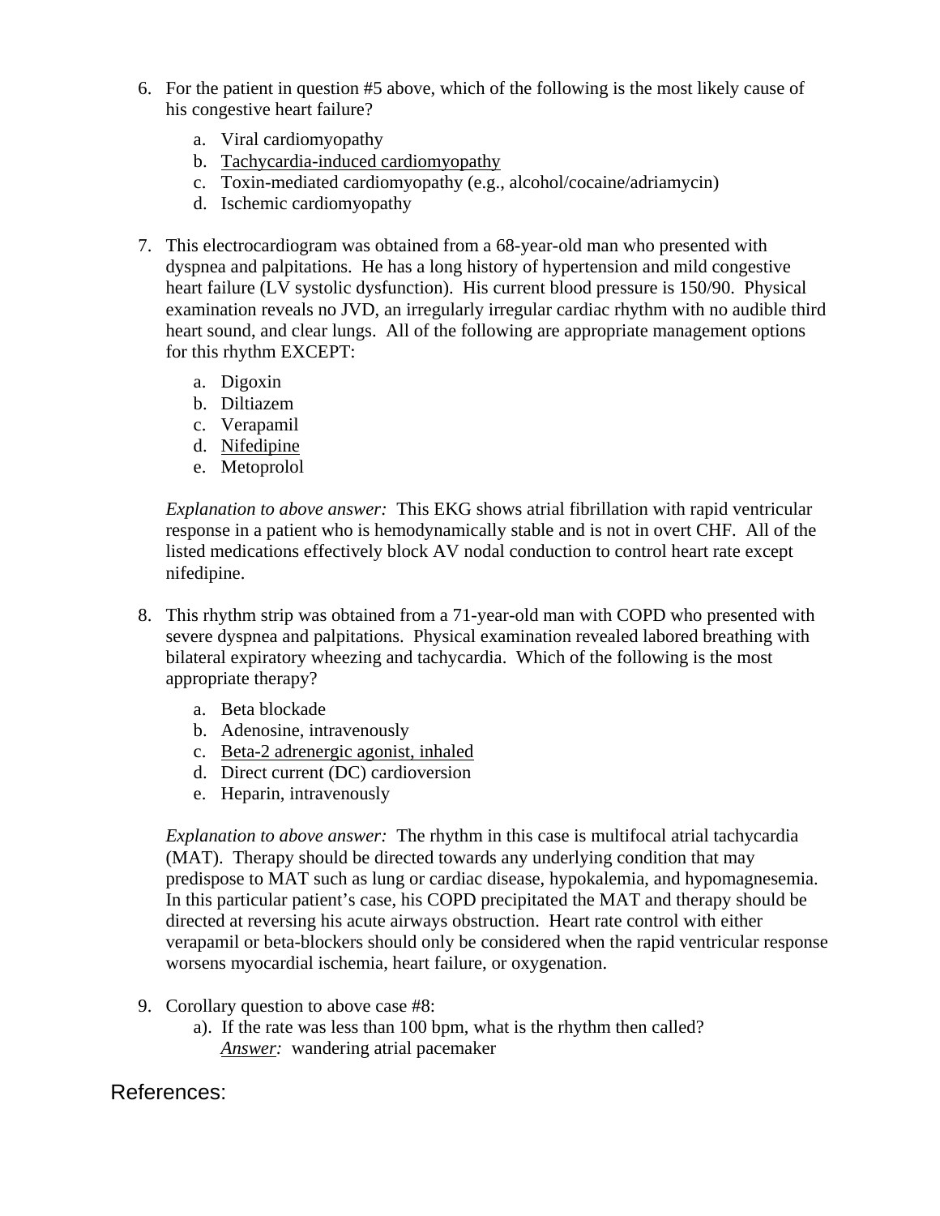6. For the patient in question #5 above, which of the following is the most likely cause of his congestive heart failure?

    a. Viral cardiomyopathy
    b. <u>Tachycardia-induced cardiomyopathy</u>
    c. Toxin-mediated cardiomyopathy (e.g., alcohol/cocaine/adriamycin)
    d. Ischemic cardiomyopathy

7. This electrocardiogram was obtained from a 68-year-old man who presented with dyspnea and palpitations. He has a long history of hypertension and mild congestive heart failure (LV systolic dysfunction). His current blood pressure is 150/90. Physical examination reveals no JVD, an irregularly irregular cardiac rhythm with no audible third heart sound, and clear lungs. All of the following are appropriate management options for this rhythm EXCEPT:

    a. Digoxin
    b. Diltiazem
    c. Verapamil
    d. <u>Nifedipine</u>
    e. Metoprolol

    *Explanation to above answer:* This EKG shows atrial fibrillation with rapid ventricular response in a patient who is hemodynamically stable and is not in overt CHF. All of the listed medications effectively block AV nodal conduction to control heart rate except nifedipine.

8. This rhythm strip was obtained from a 71-year-old man with COPD who presented with severe dyspnea and palpitations. Physical examination revealed labored breathing with bilateral expiratory wheezing and tachycardia. Which of the following is the most appropriate therapy?

    a. Beta blockade
    b. Adenosine, intravenously
    c. <u>Beta-2 adrenergic agonist, inhaled</u>
    d. Direct current (DC) cardioversion
    e. Heparin, intravenously

    *Explanation to above answer:* The rhythm in this case is multifocal atrial tachycardia (MAT). Therapy should be directed towards any underlying condition that may predispose to MAT such as lung or cardiac disease, hypokalemia, and hypomagnesemia. In this particular patient's case, his COPD precipitated the MAT and therapy should be directed at reversing his acute airways obstruction. Heart rate control with either verapamil or beta-blockers should only be considered when the rapid ventricular response worsens myocardial ischemia, heart failure, or oxygenation.

9. Corollary question to above case #8:
    a). If the rate was less than 100 bpm, what is the rhythm then called?
    *<u>Answer</u>:* wandering atrial pacemaker

## References: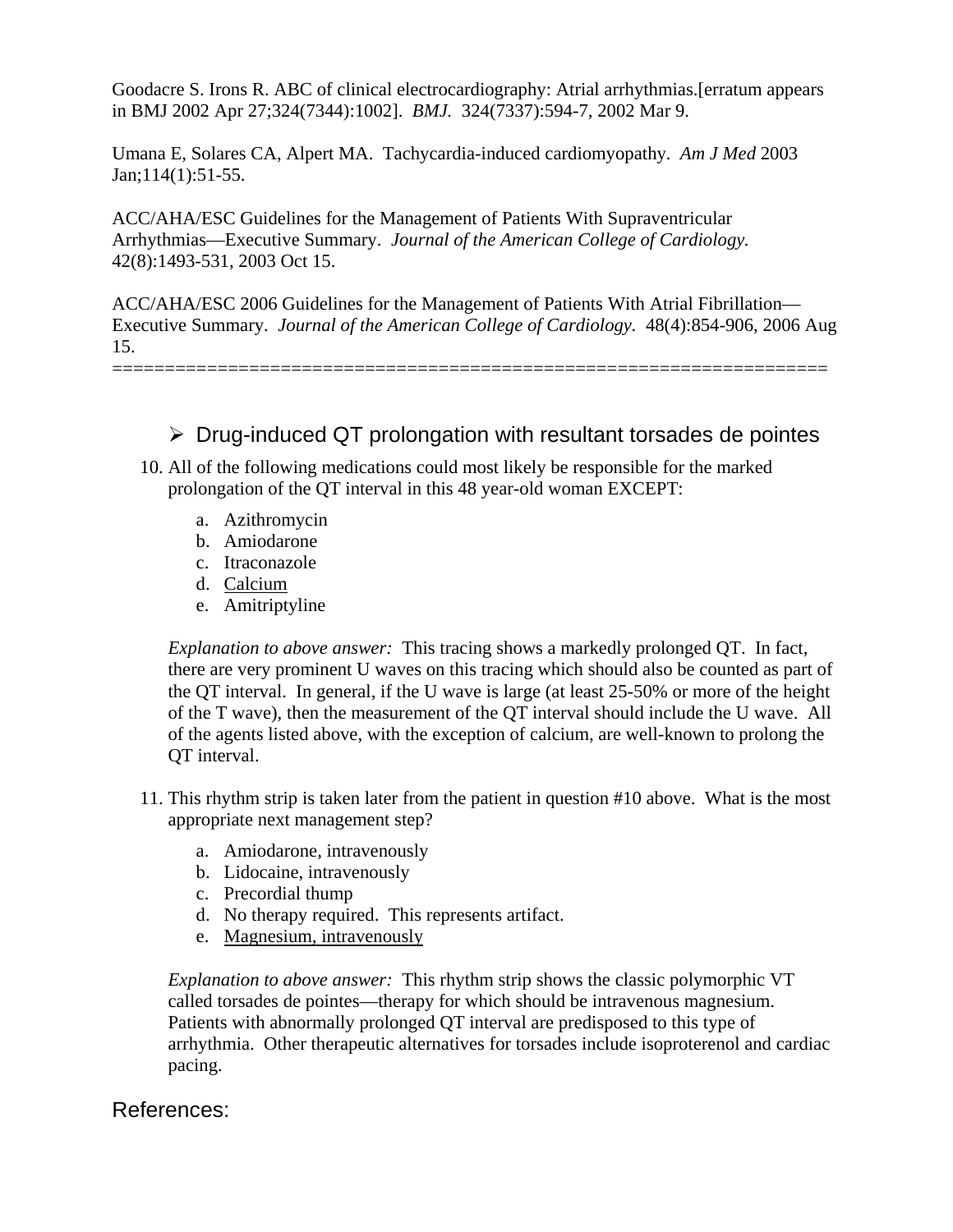Goodacre S. Irons R. ABC of clinical electrocardiography: Atrial arrhythmias.[erratum appears in BMJ 2002 Apr 27;324(7344):1002]. *BMJ.* 324(7337):594-7, 2002 Mar 9.

Umana E, Solares CA, Alpert MA. Tachycardia-induced cardiomyopathy. *Am J Med* 2003 Jan;114(1):51-55.

ACC/AHA/ESC Guidelines for the Management of Patients With Supraventricular Arrhythmias—Executive Summary. *Journal of the American College of Cardiology.* 42(8):1493-531, 2003 Oct 15.

ACC/AHA/ESC 2006 Guidelines for the Management of Patients With Atrial Fibrillation—Executive Summary. *Journal of the American College of Cardiology.* 48(4):854-906, 2006 Aug 15.

==================================================================

- Drug-induced QT prolongation with resultant torsades de pointes

10. All of the following medications could most likely be responsible for the marked prolongation of the QT interval in this 48 year-old woman EXCEPT:

    a. Azithromycin
    b. Amiodarone
    c. Itraconazole
    d. <u>Calcium</u>
    e. Amitriptyline

    *Explanation to above answer:* This tracing shows a markedly prolonged QT. In fact, there are very prominent U waves on this tracing which should also be counted as part of the QT interval. In general, if the U wave is large (at least 25-50% or more of the height of the T wave), then the measurement of the QT interval should include the U wave. All of the agents listed above, with the exception of calcium, are well-known to prolong the QT interval.

11. This rhythm strip is taken later from the patient in question #10 above. What is the most appropriate next management step?

    a. Amiodarone, intravenously
    b. Lidocaine, intravenously
    c. Precordial thump
    d. No therapy required. This represents artifact.
    e. <u>Magnesium, intravenously</u>

    *Explanation to above answer:* This rhythm strip shows the classic polymorphic VT called torsades de pointes—therapy for which should be intravenous magnesium. Patients with abnormally prolonged QT interval are predisposed to this type of arrhythmia. Other therapeutic alternatives for torsades include isoproterenol and cardiac pacing.

References: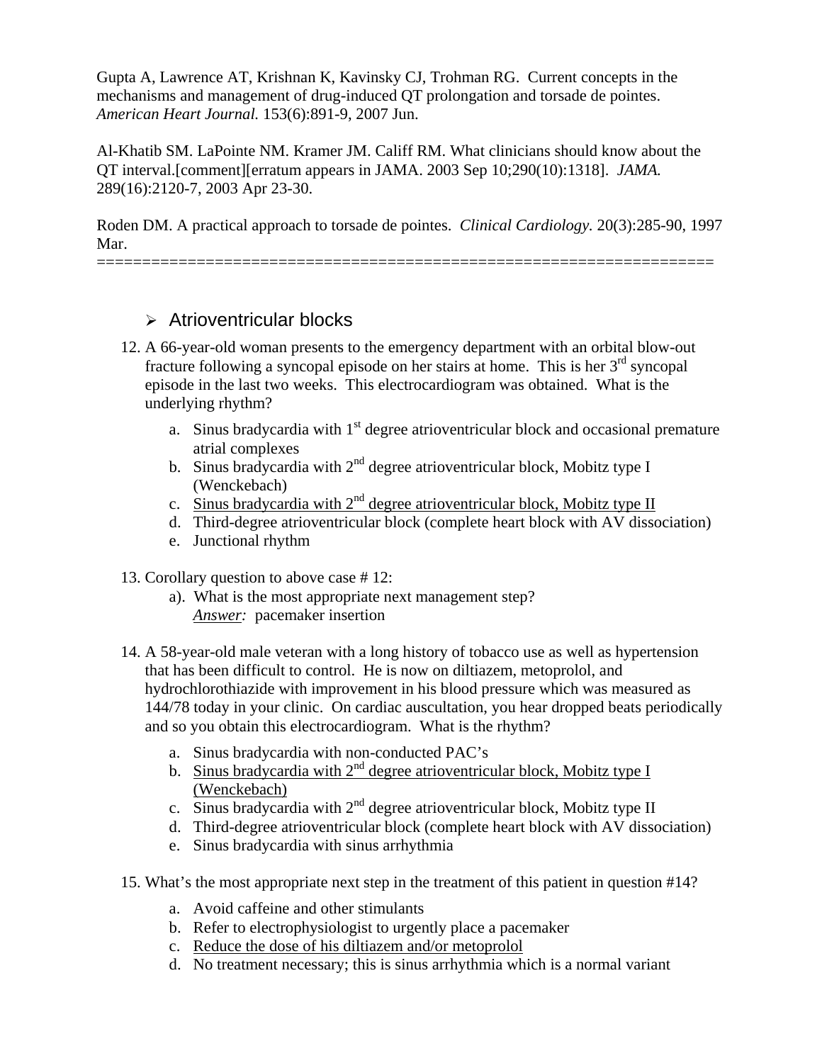Gupta A, Lawrence AT, Krishnan K, Kavinsky CJ, Trohman RG. Current concepts in the mechanisms and management of drug-induced QT prolongation and torsade de pointes. *American Heart Journal.* 153(6):891-9, 2007 Jun.

Al-Khatib SM. LaPointe NM. Kramer JM. Califf RM. What clinicians should know about the QT interval.[comment][erratum appears in JAMA. 2003 Sep 10;290(10):1318]. *JAMA.* 289(16):2120-7, 2003 Apr 23-30.

Roden DM. A practical approach to torsade de pointes. *Clinical Cardiology.* 20(3):285-90, 1997 Mar.

=================================================================

- Atrioventricular blocks

12. A 66-year-old woman presents to the emergency department with an orbital blow-out fracture following a syncopal episode on her stairs at home. This is her 3rd syncopal episode in the last two weeks. This electrocardiogram was obtained. What is the underlying rhythm?

    a. Sinus bradycardia with 1st degree atrioventricular block and occasional premature atrial complexes
    b. Sinus bradycardia with 2nd degree atrioventricular block, Mobitz type I (Wenckebach)
    c. <u>Sinus bradycardia with 2nd degree atrioventricular block, Mobitz type II</u>
    d. Third-degree atrioventricular block (complete heart block with AV dissociation)
    e. Junctional rhythm

13. Corollary question to above case # 12:
    a). What is the most appropriate next management step?
    *<u>Answer:</u>* pacemaker insertion

14. A 58-year-old male veteran with a long history of tobacco use as well as hypertension that has been difficult to control. He is now on diltiazem, metoprolol, and hydrochlorothiazide with improvement in his blood pressure which was measured as 144/78 today in your clinic. On cardiac auscultation, you hear dropped beats periodically and so you obtain this electrocardiogram. What is the rhythm?

    a. Sinus bradycardia with non-conducted PAC's
    b. <u>Sinus bradycardia with 2nd degree atrioventricular block, Mobitz type I (Wenckebach)</u>
    c. Sinus bradycardia with 2nd degree atrioventricular block, Mobitz type II
    d. Third-degree atrioventricular block (complete heart block with AV dissociation)
    e. Sinus bradycardia with sinus arrhythmia

15. What's the most appropriate next step in the treatment of this patient in question #14?

    a. Avoid caffeine and other stimulants
    b. Refer to electrophysiologist to urgently place a pacemaker
    c. <u>Reduce the dose of his diltiazem and/or metoprolol</u>
    d. No treatment necessary; this is sinus arrhythmia which is a normal variant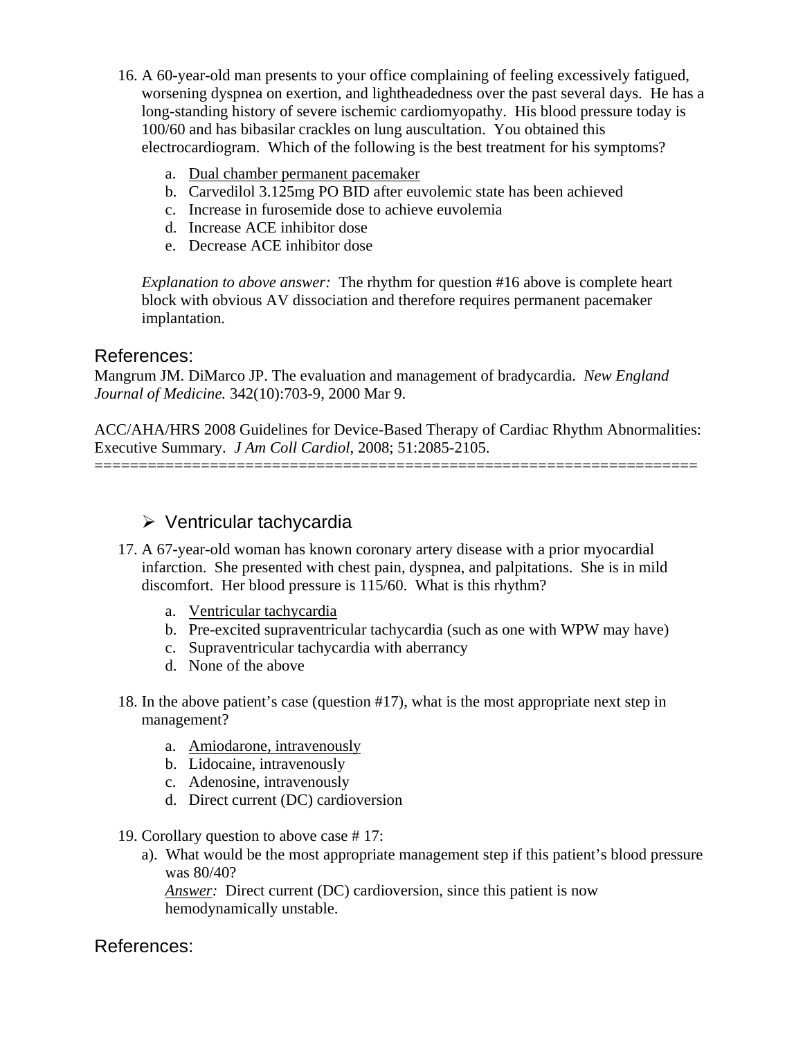16. A 60-year-old man presents to your office complaining of feeling excessively fatigued, worsening dyspnea on exertion, and lightheadedness over the past several days. He has a long-standing history of severe ischemic cardiomyopathy. His blood pressure today is 100/60 and has bibasilar crackles on lung auscultation. You obtained this electrocardiogram. Which of the following is the best treatment for his symptoms?

    a. <u>Dual chamber permanent pacemaker</u>
    b. Carvedilol 3.125mg PO BID after euvolemic state has been achieved
    c. Increase in furosemide dose to achieve euvolemia
    d. Increase ACE inhibitor dose
    e. Decrease ACE inhibitor dose

    *Explanation to above answer:* The rhythm for question #16 above is complete heart block with obvious AV dissociation and therefore requires permanent pacemaker implantation.

## References:

Mangrum JM. DiMarco JP. The evaluation and management of bradycardia. *New England Journal of Medicine.* 342(10):703-9, 2000 Mar 9.

ACC/AHA/HRS 2008 Guidelines for Device-Based Therapy of Cardiac Rhythm Abnormalities: Executive Summary. *J Am Coll Cardiol*, 2008; 51:2085-2105.

=================================================================

### ➢ Ventricular tachycardia

17. A 67-year-old woman has known coronary artery disease with a prior myocardial infarction. She presented with chest pain, dyspnea, and palpitations. She is in mild discomfort. Her blood pressure is 115/60. What is this rhythm?

    a. <u>Ventricular tachycardia</u>
    b. Pre-excited supraventricular tachycardia (such as one with WPW may have)
    c. Supraventricular tachycardia with aberrancy
    d. None of the above

18. In the above patient's case (question #17), what is the most appropriate next step in management?

    a. <u>Amiodarone, intravenously</u>
    b. Lidocaine, intravenously
    c. Adenosine, intravenously
    d. Direct current (DC) cardioversion

19. Corollary question to above case # 17:

    a). What would be the most appropriate management step if this patient's blood pressure was 80/40?
    *<u>Answer</u>:* Direct current (DC) cardioversion, since this patient is now hemodynamically unstable.

## References: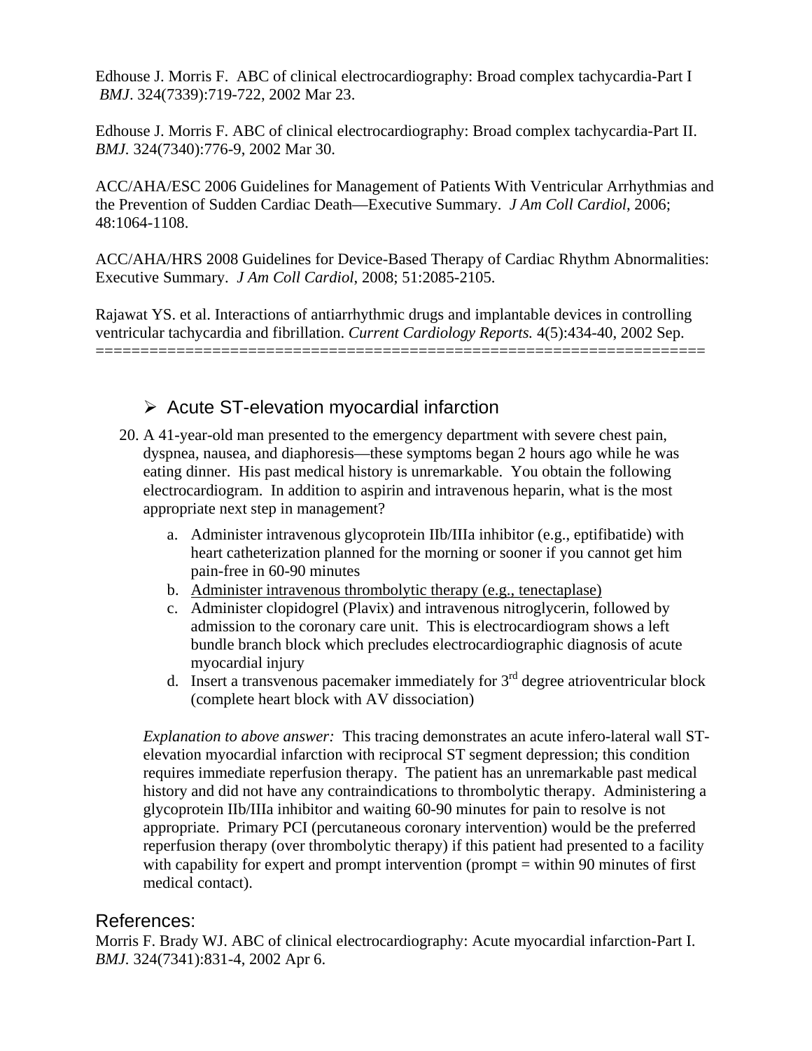Edhouse J. Morris F. ABC of clinical electrocardiography: Broad complex tachycardia-Part I *BMJ*. 324(7339):719-722, 2002 Mar 23.

Edhouse J. Morris F. ABC of clinical electrocardiography: Broad complex tachycardia-Part II. *BMJ*. 324(7340):776-9, 2002 Mar 30.

ACC/AHA/ESC 2006 Guidelines for Management of Patients With Ventricular Arrhythmias and the Prevention of Sudden Cardiac Death—Executive Summary. *J Am Coll Cardiol*, 2006; 48:1064-1108.

ACC/AHA/HRS 2008 Guidelines for Device-Based Therapy of Cardiac Rhythm Abnormalities: Executive Summary. *J Am Coll Cardiol*, 2008; 51:2085-2105.

Rajawat YS. et al. Interactions of antiarrhythmic drugs and implantable devices in controlling ventricular tachycardia and fibrillation. *Current Cardiology Reports.* 4(5):434-40, 2002 Sep.
=================================================================

## ➢ Acute ST-elevation myocardial infarction

20. A 41-year-old man presented to the emergency department with severe chest pain, dyspnea, nausea, and diaphoresis—these symptoms began 2 hours ago while he was eating dinner. His past medical history is unremarkable. You obtain the following electrocardiogram. In addition to aspirin and intravenous heparin, what is the most appropriate next step in management?

    a. Administer intravenous glycoprotein IIb/IIIa inhibitor (e.g., eptifibatide) with heart catheterization planned for the morning or sooner if you cannot get him pain-free in 60-90 minutes
    b. <u>Administer intravenous thrombolytic therapy (e.g., tenectaplase)</u>
    c. Administer clopidogrel (Plavix) and intravenous nitroglycerin, followed by admission to the coronary care unit. This is electrocardiogram shows a left bundle branch block which precludes electrocardiographic diagnosis of acute myocardial injury
    d. Insert a transvenous pacemaker immediately for 3rd degree atrioventricular block (complete heart block with AV dissociation)

    *Explanation to above answer:* This tracing demonstrates an acute infero-lateral wall ST-elevation myocardial infarction with reciprocal ST segment depression; this condition requires immediate reperfusion therapy. The patient has an unremarkable past medical history and did not have any contraindications to thrombolytic therapy. Administering a glycoprotein IIb/IIIa inhibitor and waiting 60-90 minutes for pain to resolve is not appropriate. Primary PCI (percutaneous coronary intervention) would be the preferred reperfusion therapy (over thrombolytic therapy) if this patient had presented to a facility with capability for expert and prompt intervention (prompt = within 90 minutes of first medical contact).

## References:

Morris F. Brady WJ. ABC of clinical electrocardiography: Acute myocardial infarction-Part I. *BMJ*. 324(7341):831-4, 2002 Apr 6.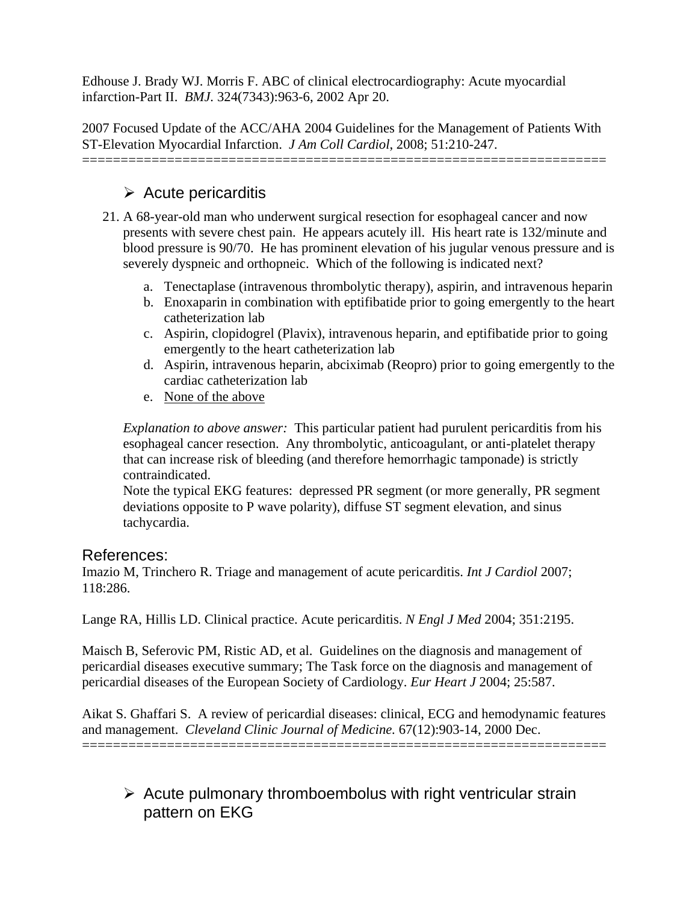Edhouse J. Brady WJ. Morris F. ABC of clinical electrocardiography: Acute myocardial infarction-Part II. *BMJ*. 324(7343):963-6, 2002 Apr 20.

2007 Focused Update of the ACC/AHA 2004 Guidelines for the Management of Patients With ST-Elevation Myocardial Infarction. *J Am Coll Cardiol*, 2008; 51:210-247.

=====================================================================

## ➢ Acute pericarditis

21. A 68-year-old man who underwent surgical resection for esophageal cancer and now presents with severe chest pain. He appears acutely ill. His heart rate is 132/minute and blood pressure is 90/70. He has prominent elevation of his jugular venous pressure and is severely dyspneic and orthopneic. Which of the following is indicated next?

    a. Tenectaplase (intravenous thrombolytic therapy), aspirin, and intravenous heparin
    b. Enoxaparin in combination with eptifibatide prior to going emergently to the heart catheterization lab
    c. Aspirin, clopidogrel (Plavix), intravenous heparin, and eptifibatide prior to going emergently to the heart catheterization lab
    d. Aspirin, intravenous heparin, abciximab (Reopro) prior to going emergently to the cardiac catheterization lab
    e. <u>None of the above</u>

    *Explanation to above answer:* This particular patient had purulent pericarditis from his esophageal cancer resection. Any thrombolytic, anticoagulant, or anti-platelet therapy that can increase risk of bleeding (and therefore hemorrhagic tamponade) is strictly contraindicated.
    Note the typical EKG features: depressed PR segment (or more generally, PR segment deviations opposite to P wave polarity), diffuse ST segment elevation, and sinus tachycardia.

### References:

Imazio M, Trinchero R. Triage and management of acute pericarditis. *Int J Cardiol* 2007; 118:286.

Lange RA, Hillis LD. Clinical practice. Acute pericarditis. *N Engl J Med* 2004; 351:2195.

Maisch B, Seferovic PM, Ristic AD, et al. Guidelines on the diagnosis and management of pericardial diseases executive summary; The Task force on the diagnosis and management of pericardial diseases of the European Society of Cardiology. *Eur Heart J* 2004; 25:587.

Aikat S. Ghaffari S. A review of pericardial diseases: clinical, ECG and hemodynamic features and management. *Cleveland Clinic Journal of Medicine.* 67(12):903-14, 2000 Dec.

=====================================================================

## ➢ Acute pulmonary thromboembolus with right ventricular strain pattern on EKG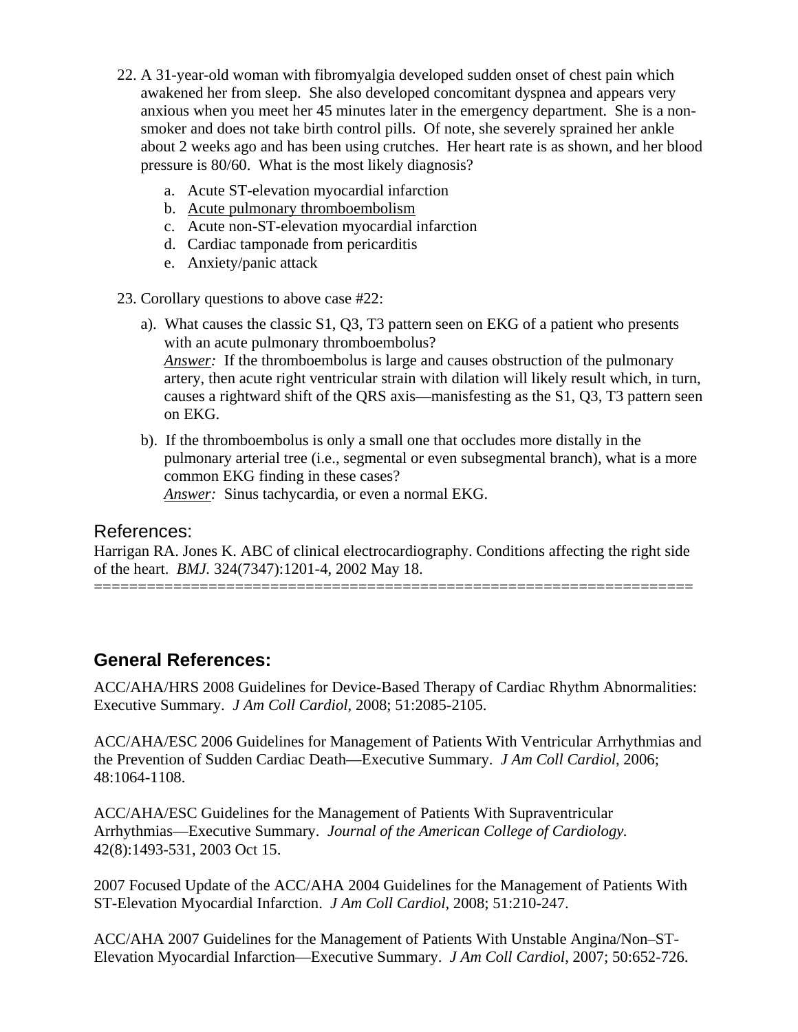22. A 31-year-old woman with fibromyalgia developed sudden onset of chest pain which awakened her from sleep. She also developed concomitant dyspnea and appears very anxious when you meet her 45 minutes later in the emergency department. She is a non-smoker and does not take birth control pills. Of note, she severely sprained her ankle about 2 weeks ago and has been using crutches. Her heart rate is as shown, and her blood pressure is 80/60. What is the most likely diagnosis?

    a. Acute ST-elevation myocardial infarction
    b. <u>Acute pulmonary thromboembolism</u>
    c. Acute non-ST-elevation myocardial infarction
    d. Cardiac tamponade from pericarditis
    e. Anxiety/panic attack

23. Corollary questions to above case #22:

    a). What causes the classic S1, Q3, T3 pattern seen on EKG of a patient who presents with an acute pulmonary thromboembolus?
    *<u>Answer:</u>* If the thromboembolus is large and causes obstruction of the pulmonary artery, then acute right ventricular strain with dilation will likely result which, in turn, causes a rightward shift of the QRS axis—manisfesting as the S1, Q3, T3 pattern seen on EKG.

    b). If the thromboembolus is only a small one that occludes more distally in the pulmonary arterial tree (i.e., segmental or even subsegmental branch), what is a more common EKG finding in these cases?
    *<u>Answer:</u>* Sinus tachycardia, or even a normal EKG.

## References:

Harrigan RA. Jones K. ABC of clinical electrocardiography. Conditions affecting the right side of the heart. *BMJ.* 324(7347):1201-4, 2002 May 18.

======================================================================

## General References:

ACC/AHA/HRS 2008 Guidelines for Device-Based Therapy of Cardiac Rhythm Abnormalities: Executive Summary. *J Am Coll Cardiol*, 2008; 51:2085-2105.

ACC/AHA/ESC 2006 Guidelines for Management of Patients With Ventricular Arrhythmias and the Prevention of Sudden Cardiac Death—Executive Summary. *J Am Coll Cardiol*, 2006; 48:1064-1108.

ACC/AHA/ESC Guidelines for the Management of Patients With Supraventricular Arrhythmias—Executive Summary. *Journal of the American College of Cardiology.* 42(8):1493-531, 2003 Oct 15.

2007 Focused Update of the ACC/AHA 2004 Guidelines for the Management of Patients With ST-Elevation Myocardial Infarction. *J Am Coll Cardiol*, 2008; 51:210-247.

ACC/AHA 2007 Guidelines for the Management of Patients With Unstable Angina/Non–ST-Elevation Myocardial Infarction—Executive Summary. *J Am Coll Cardiol*, 2007; 50:652-726.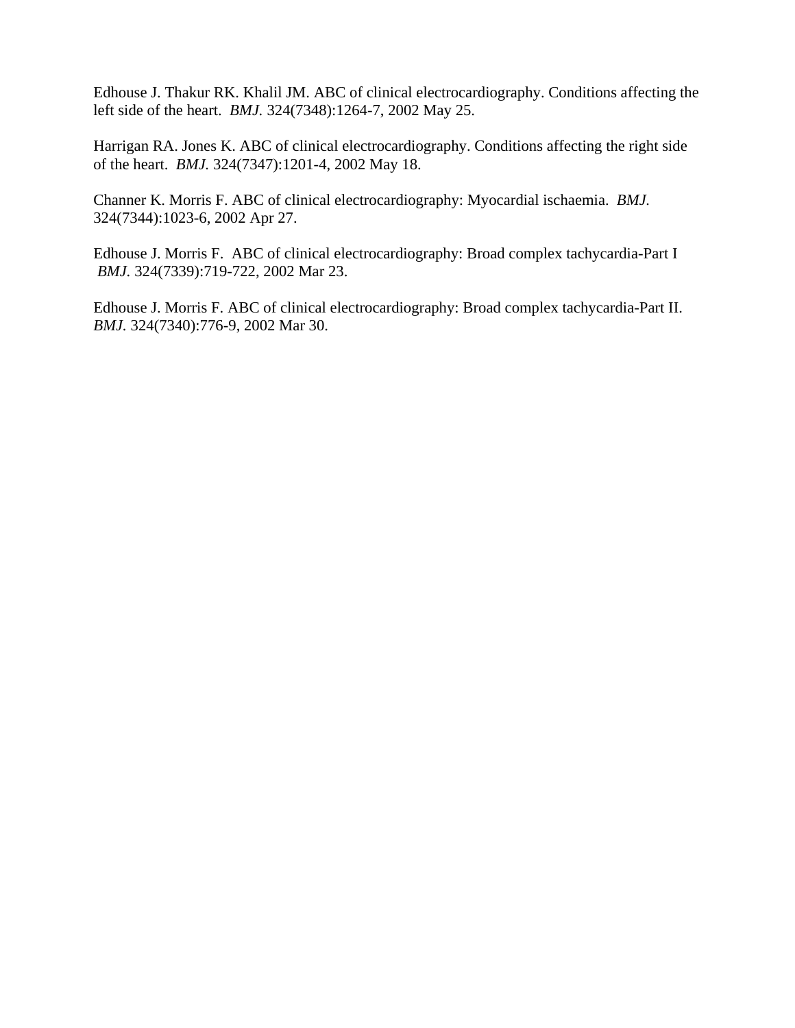Edhouse J. Thakur RK. Khalil JM. ABC of clinical electrocardiography. Conditions affecting the left side of the heart. *BMJ.* 324(7348):1264-7, 2002 May 25.

Harrigan RA. Jones K. ABC of clinical electrocardiography. Conditions affecting the right side of the heart. *BMJ.* 324(7347):1201-4, 2002 May 18.

Channer K. Morris F. ABC of clinical electrocardiography: Myocardial ischaemia. *BMJ.* 324(7344):1023-6, 2002 Apr 27.

Edhouse J. Morris F. ABC of clinical electrocardiography: Broad complex tachycardia-Part I *BMJ.* 324(7339):719-722, 2002 Mar 23.

Edhouse J. Morris F. ABC of clinical electrocardiography: Broad complex tachycardia-Part II. *BMJ.* 324(7340):776-9, 2002 Mar 30.